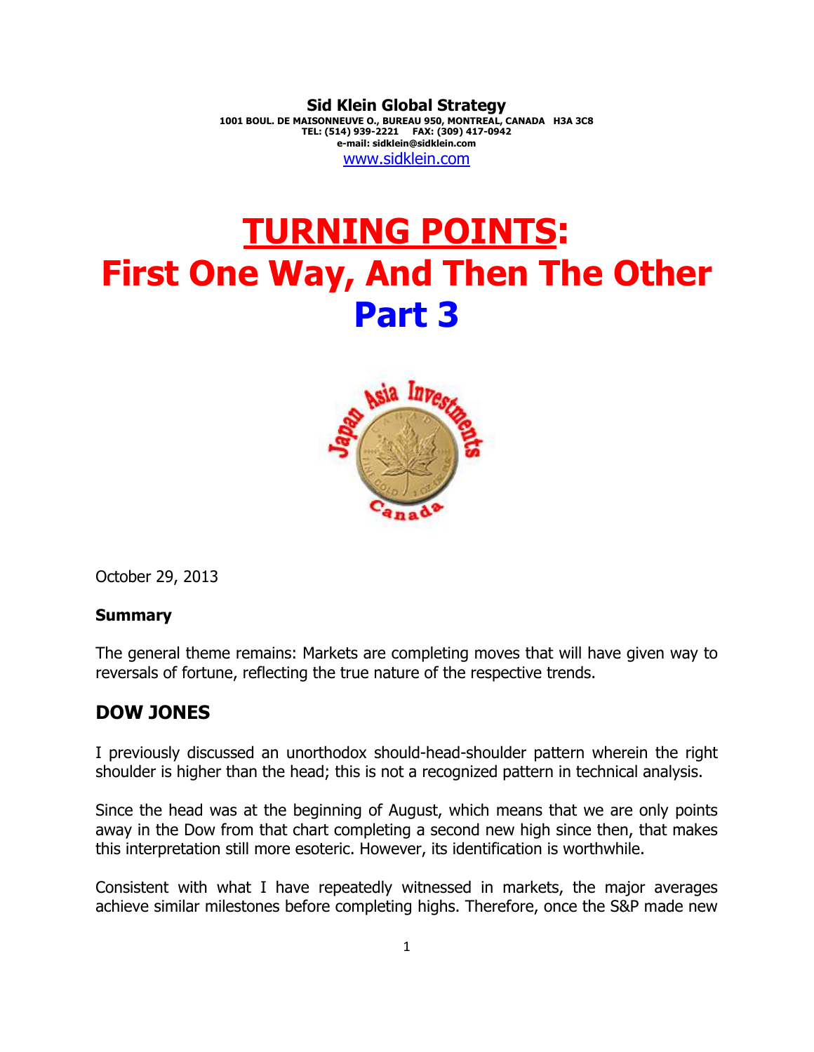**Sid Klein Global Strategy**
**1001 BOUL. DE MAISONNEUVE O., BUREAU 950, MONTREAL, CANADA H3A 3C8**
**TEL: (514) 939-2221 FAX: (309) 417-0942**
**e-mail: sidklein@sidklein.com**
www.sidklein.com

# TURNING POINTS: First One Way, And Then The Other
# Part 3

October 29, 2013

**Summary**

The general theme remains: Markets are completing moves that will have given way to reversals of fortune, reflecting the true nature of the respective trends.

## DOW JONES

I previously discussed an unorthodox should-head-shoulder pattern wherein the right shoulder is higher than the head; this is not a recognized pattern in technical analysis.

Since the head was at the beginning of August, which means that we are only points away in the Dow from that chart completing a second new high since then, that makes this interpretation still more esoteric. However, its identification is worthwhile.

Consistent with what I have repeatedly witnessed in markets, the major averages achieve similar milestones before completing highs. Therefore, once the S&P made new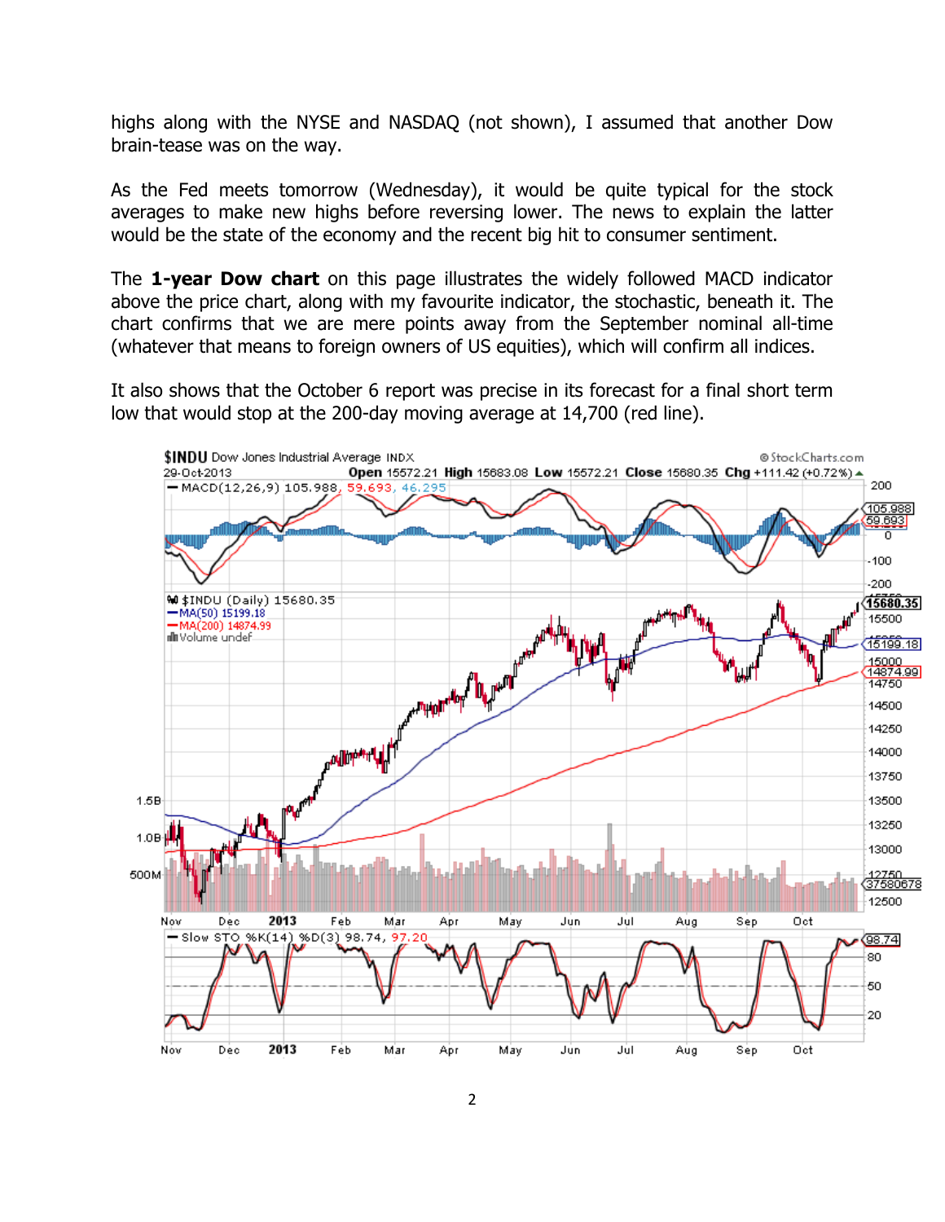highs along with the NYSE and NASDAQ (not shown), I assumed that another Dow brain-tease was on the way.

As the Fed meets tomorrow (Wednesday), it would be quite typical for the stock averages to make new highs before reversing lower. The news to explain the latter would be the state of the economy and the recent big hit to consumer sentiment.

The **1-year Dow chart** on this page illustrates the widely followed MACD indicator above the price chart, along with my favourite indicator, the stochastic, beneath it. The chart confirms that we are mere points away from the September nominal all-time (whatever that means to foreign owners of US equities), which will confirm all indices.

It also shows that the October 6 report was precise in its forecast for a final short term low that would stop at the 200-day moving average at 14,700 (red line).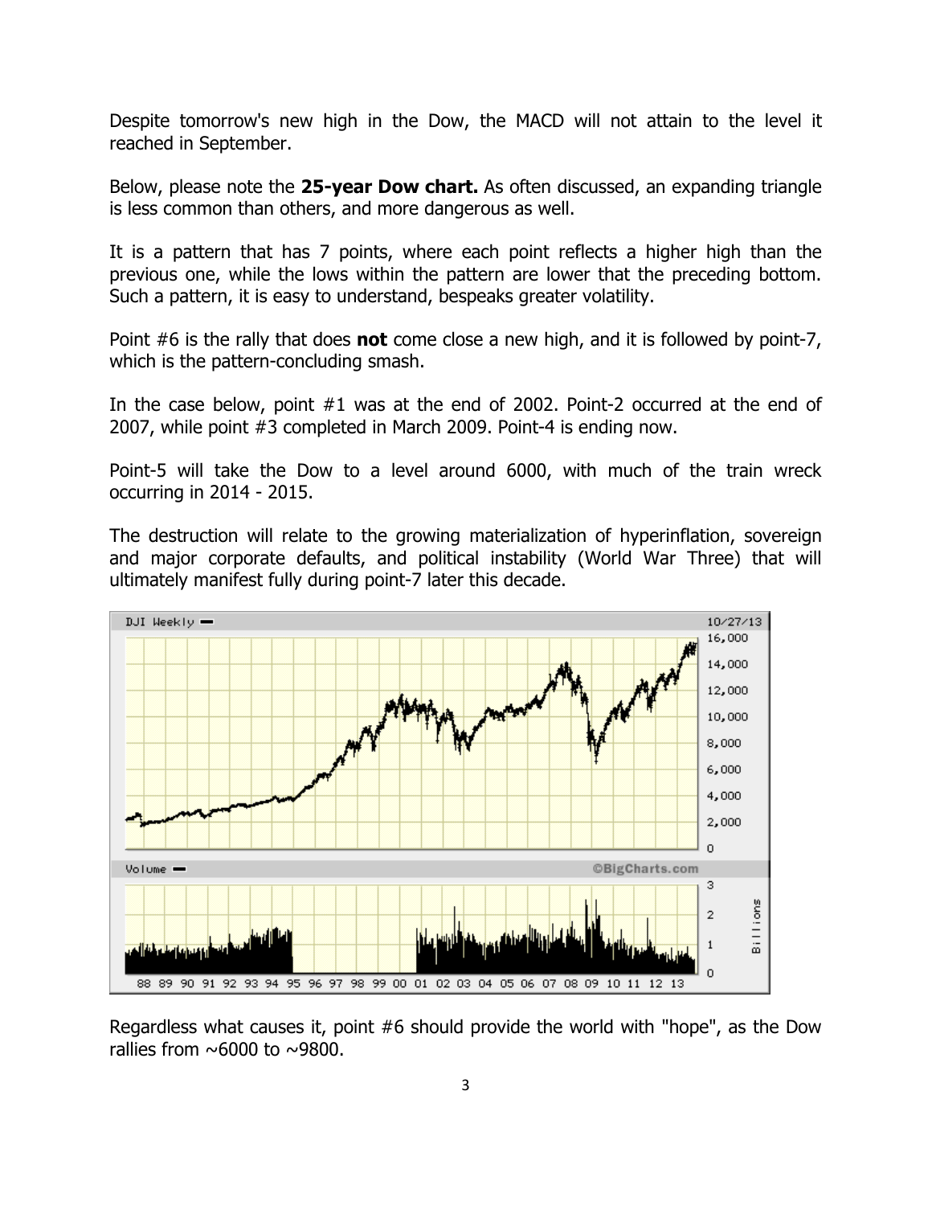Despite tomorrow's new high in the Dow, the MACD will not attain to the level it reached in September.

Below, please note the **25-year Dow chart.** As often discussed, an expanding triangle is less common than others, and more dangerous as well.

It is a pattern that has 7 points, where each point reflects a higher high than the previous one, while the lows within the pattern are lower that the preceding bottom. Such a pattern, it is easy to understand, bespeaks greater volatility.

Point #6 is the rally that does **not** come close a new high, and it is followed by point-7, which is the pattern-concluding smash.

In the case below, point #1 was at the end of 2002. Point-2 occurred at the end of 2007, while point #3 completed in March 2009. Point-4 is ending now.

Point-5 will take the Dow to a level around 6000, with much of the train wreck occurring in 2014 - 2015.

The destruction will relate to the growing materialization of hyperinflation, sovereign and major corporate defaults, and political instability (World War Three) that will ultimately manifest fully during point-7 later this decade.

Regardless what causes it, point #6 should provide the world with "hope", as the Dow rallies from ~6000 to ~9800.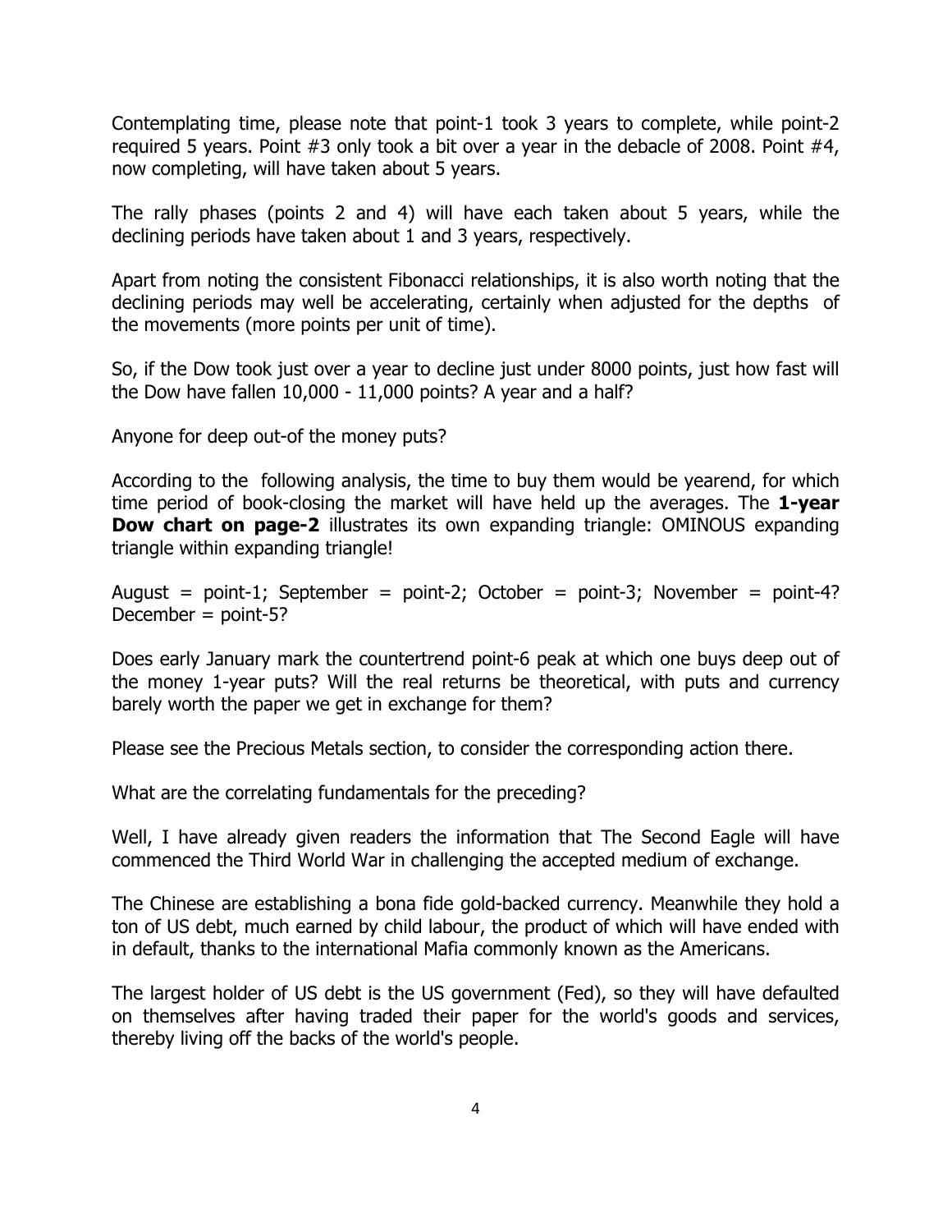Contemplating time, please note that point-1 took 3 years to complete, while point-2 required 5 years. Point #3 only took a bit over a year in the debacle of 2008. Point #4, now completing, will have taken about 5 years.

The rally phases (points 2 and 4) will have each taken about 5 years, while the declining periods have taken about 1 and 3 years, respectively.

Apart from noting the consistent Fibonacci relationships, it is also worth noting that the declining periods may well be accelerating, certainly when adjusted for the depths of the movements (more points per unit of time).

So, if the Dow took just over a year to decline just under 8000 points, just how fast will the Dow have fallen 10,000 - 11,000 points? A year and a half?

Anyone for deep out-of the money puts?

According to the following analysis, the time to buy them would be yearend, for which time period of book-closing the market will have held up the averages. The **1-year Dow chart on page-2** illustrates its own expanding triangle: OMINOUS expanding triangle within expanding triangle!

August = point-1; September = point-2; October = point-3; November = point-4? December = point-5?

Does early January mark the countertrend point-6 peak at which one buys deep out of the money 1-year puts? Will the real returns be theoretical, with puts and currency barely worth the paper we get in exchange for them?

Please see the Precious Metals section, to consider the corresponding action there.

What are the correlating fundamentals for the preceding?

Well, I have already given readers the information that The Second Eagle will have commenced the Third World War in challenging the accepted medium of exchange.

The Chinese are establishing a bona fide gold-backed currency. Meanwhile they hold a ton of US debt, much earned by child labour, the product of which will have ended with in default, thanks to the international Mafia commonly known as the Americans.

The largest holder of US debt is the US government (Fed), so they will have defaulted on themselves after having traded their paper for the world's goods and services, thereby living off the backs of the world's people.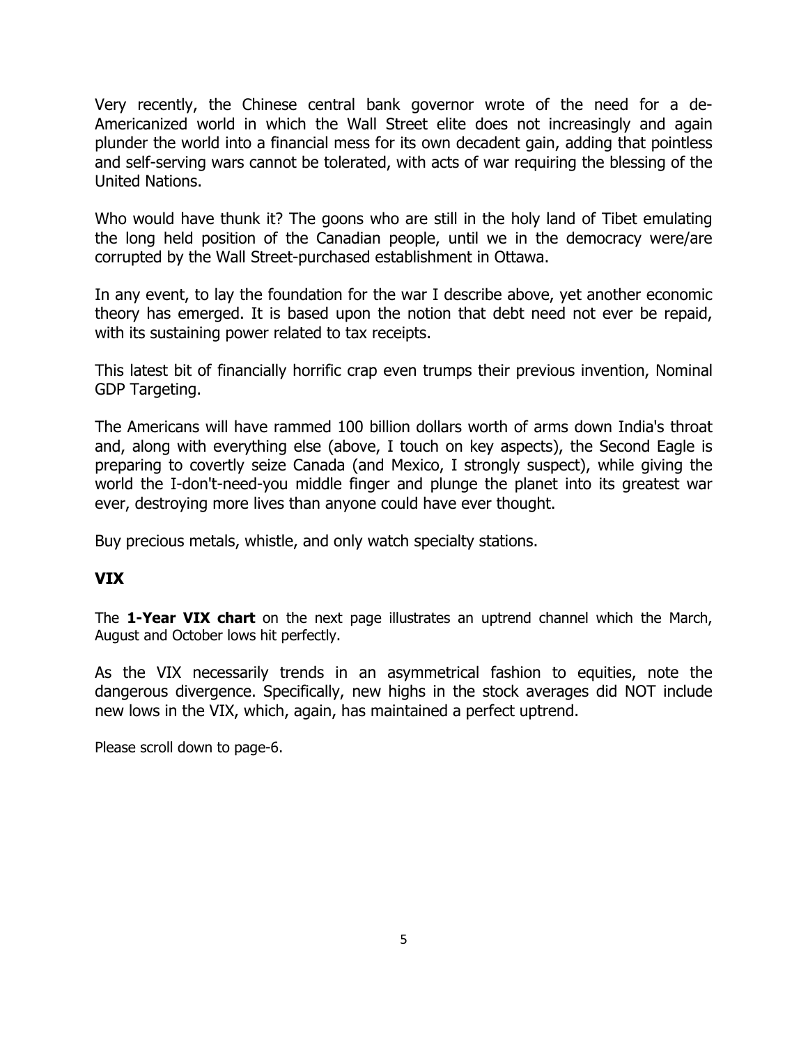Very recently, the Chinese central bank governor wrote of the need for a de-Americanized world in which the Wall Street elite does not increasingly and again plunder the world into a financial mess for its own decadent gain, adding that pointless and self-serving wars cannot be tolerated, with acts of war requiring the blessing of the United Nations.

Who would have thunk it? The goons who are still in the holy land of Tibet emulating the long held position of the Canadian people, until we in the democracy were/are corrupted by the Wall Street-purchased establishment in Ottawa.

In any event, to lay the foundation for the war I describe above, yet another economic theory has emerged. It is based upon the notion that debt need not ever be repaid, with its sustaining power related to tax receipts.

This latest bit of financially horrific crap even trumps their previous invention, Nominal GDP Targeting.

The Americans will have rammed 100 billion dollars worth of arms down India's throat and, along with everything else (above, I touch on key aspects), the Second Eagle is preparing to covertly seize Canada (and Mexico, I strongly suspect), while giving the world the I-don't-need-you middle finger and plunge the planet into its greatest war ever, destroying more lives than anyone could have ever thought.

Buy precious metals, whistle, and only watch specialty stations.

## VIX

The **1-Year VIX chart** on the next page illustrates an uptrend channel which the March, August and October lows hit perfectly.

As the VIX necessarily trends in an asymmetrical fashion to equities, note the dangerous divergence. Specifically, new highs in the stock averages did NOT include new lows in the VIX, which, again, has maintained a perfect uptrend.

Please scroll down to page-6.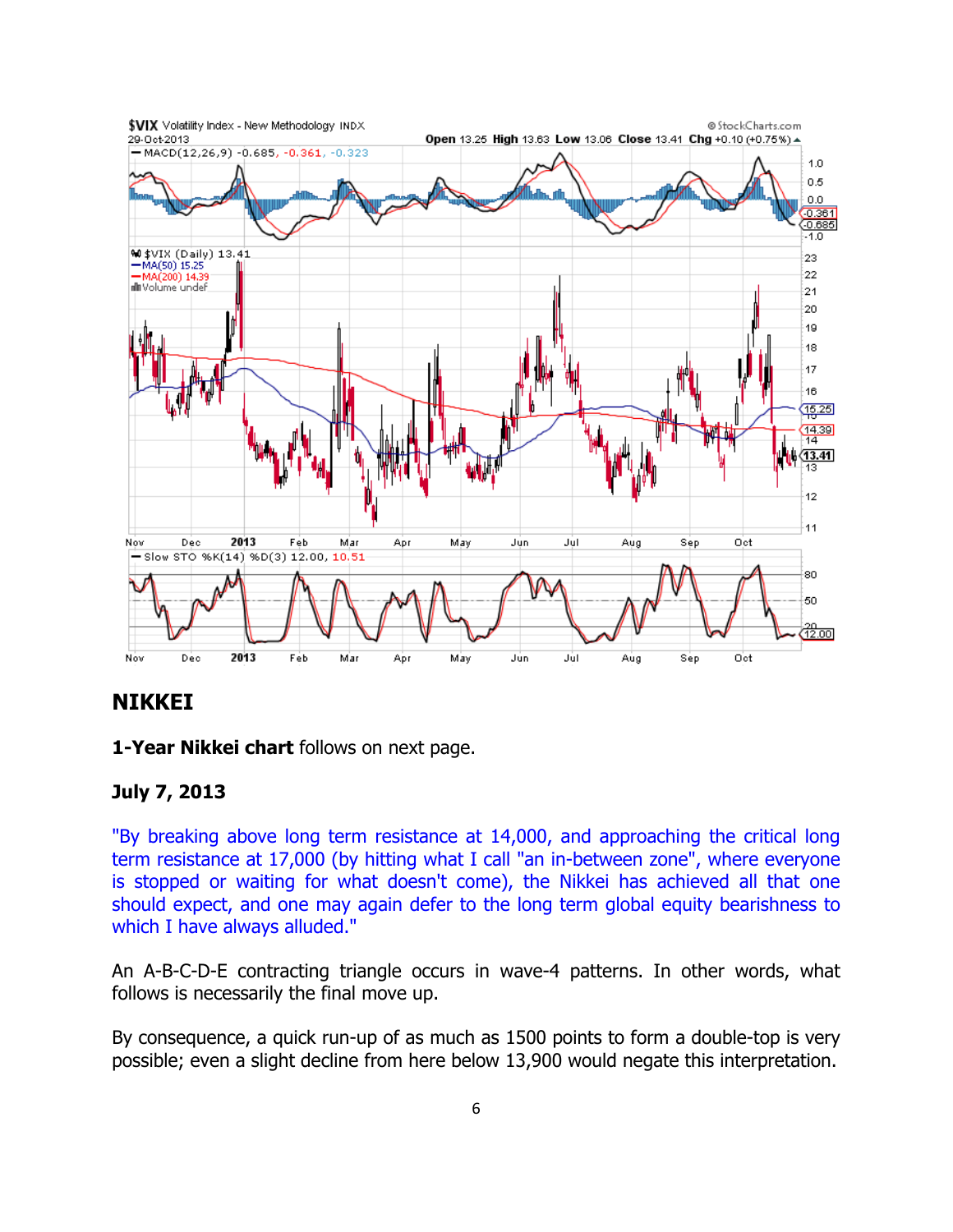## NIKKEI

**1-Year Nikkei chart** follows on next page.

**July 7, 2013**

"By breaking above long term resistance at 14,000, and approaching the critical long term resistance at 17,000 (by hitting what I call "an in-between zone", where everyone is stopped or waiting for what doesn't come), the Nikkei has achieved all that one should expect, and one may again defer to the long term global equity bearishness to which I have always alluded."

An A-B-C-D-E contracting triangle occurs in wave-4 patterns. In other words, what follows is necessarily the final move up.

By consequence, a quick run-up of as much as 1500 points to form a double-top is very possible; even a slight decline from here below 13,900 would negate this interpretation.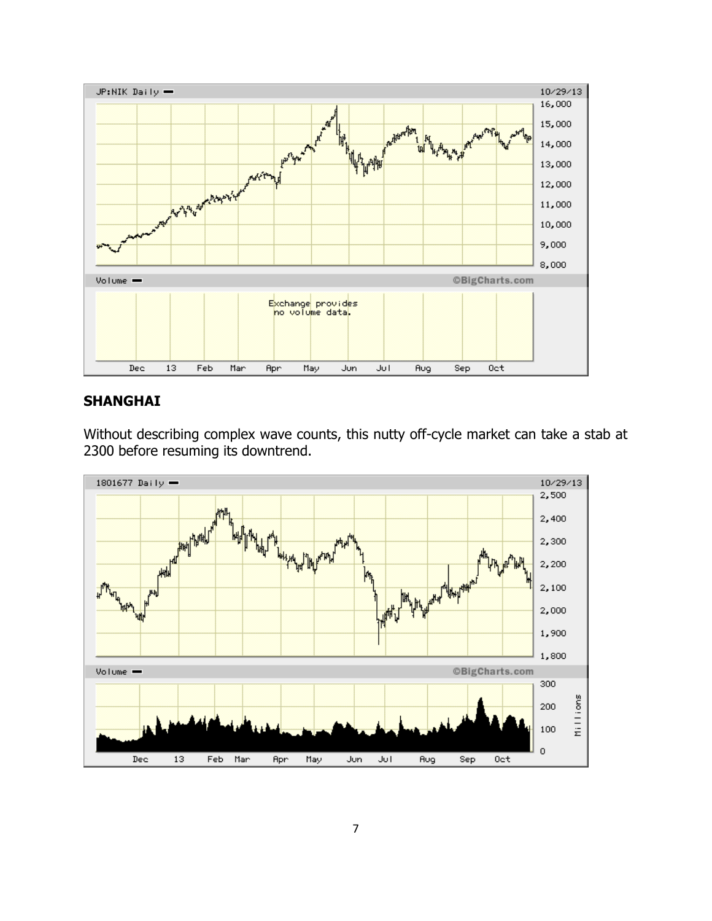## SHANGHAI

Without describing complex wave counts, this nutty off-cycle market can take a stab at 2300 before resuming its downtrend.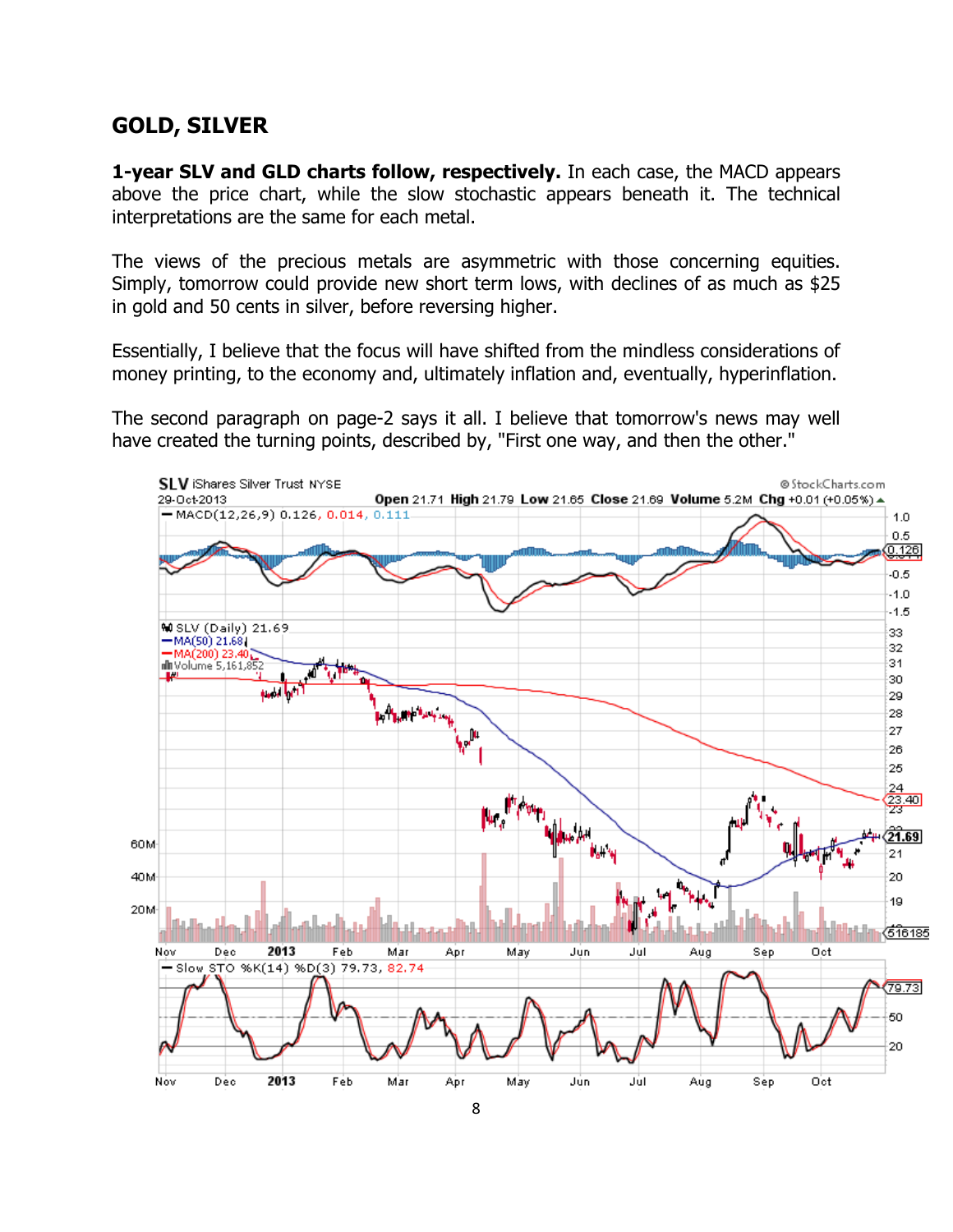## GOLD, SILVER

**1-year SLV and GLD charts follow, respectively.** In each case, the MACD appears above the price chart, while the slow stochastic appears beneath it. The technical interpretations are the same for each metal.

The views of the precious metals are asymmetric with those concerning equities. Simply, tomorrow could provide new short term lows, with declines of as much as $25 in gold and 50 cents in silver, before reversing higher.

Essentially, I believe that the focus will have shifted from the mindless considerations of money printing, to the economy and, ultimately inflation and, eventually, hyperinflation.

The second paragraph on page-2 says it all. I believe that tomorrow's news may well have created the turning points, described by, "First one way, and then the other."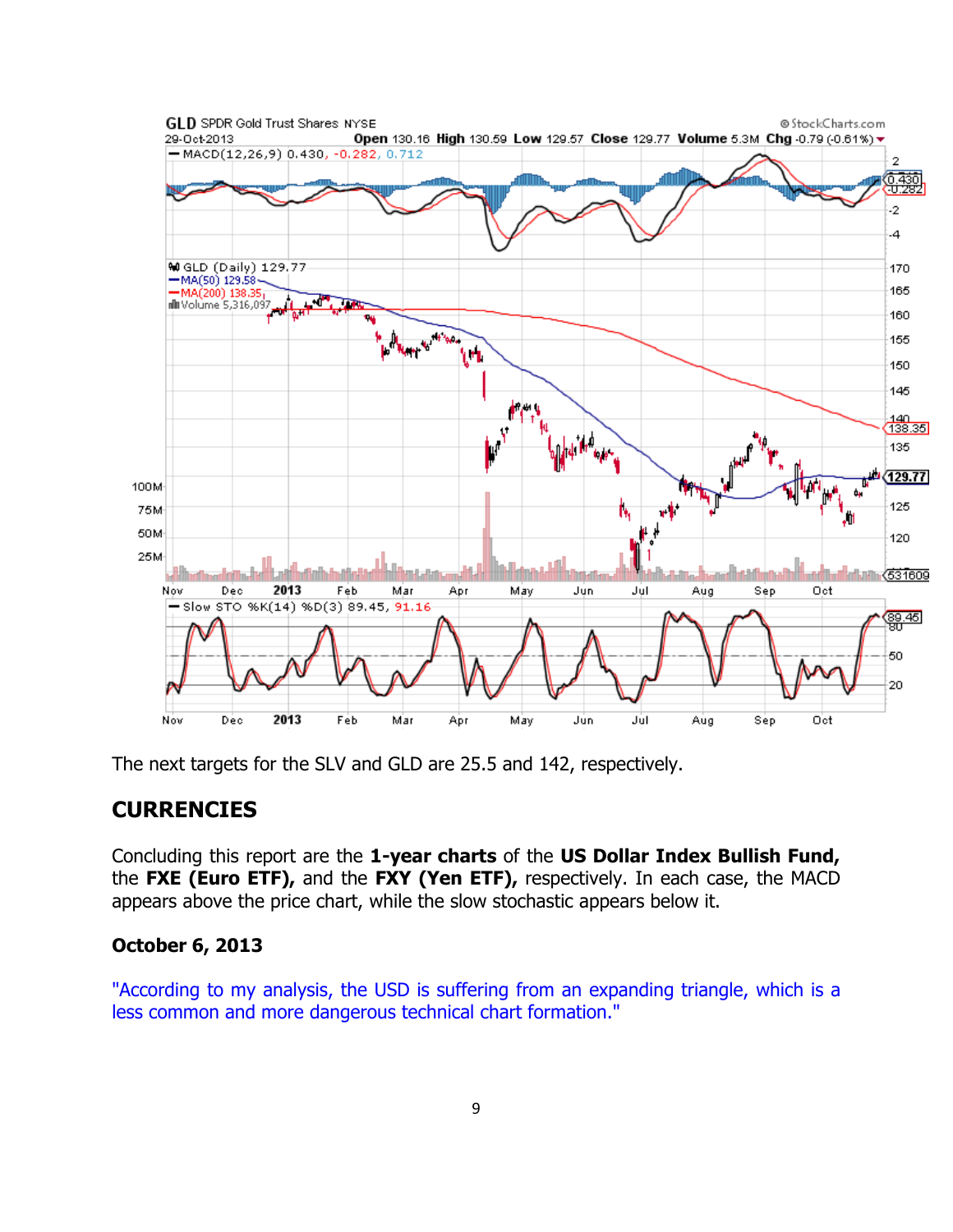The next targets for the SLV and GLD are 25.5 and 142, respectively.

## CURRENCIES

Concluding this report are the **1-year charts** of the **US Dollar Index Bullish Fund,** the **FXE (Euro ETF),** and the **FXY (Yen ETF),** respectively. In each case, the MACD appears above the price chart, while the slow stochastic appears below it.

### October 6, 2013

"According to my analysis, the USD is suffering from an expanding triangle, which is a less common and more dangerous technical chart formation."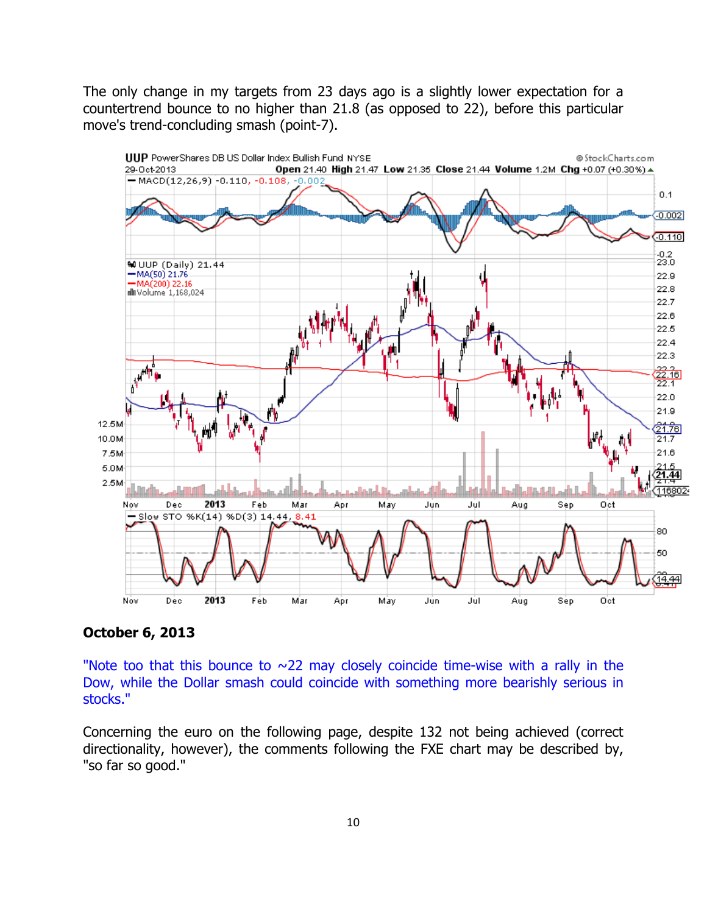The only change in my targets from 23 days ago is a slightly lower expectation for a countertrend bounce to no higher than 21.8 (as opposed to 22), before this particular move's trend-concluding smash (point-7).

**October 6, 2013**

"Note too that this bounce to ~22 may closely coincide time-wise with a rally in the Dow, while the Dollar smash could coincide with something more bearishly serious in stocks."

Concerning the euro on the following page, despite 132 not being achieved (correct directionality, however), the comments following the FXE chart may be described by, "so far so good."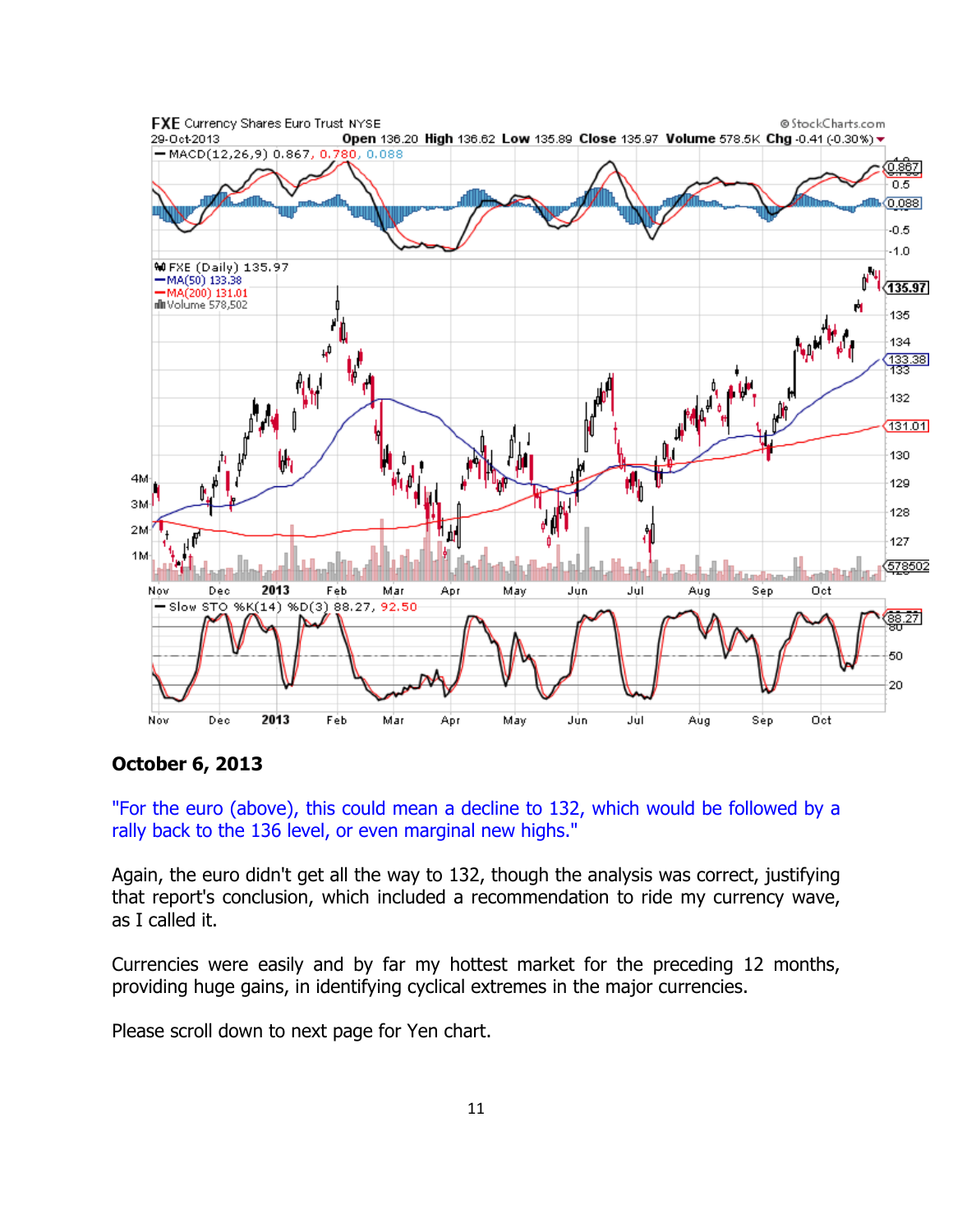**October 6, 2013**

"For the euro (above), this could mean a decline to 132, which would be followed by a rally back to the 136 level, or even marginal new highs."

Again, the euro didn't get all the way to 132, though the analysis was correct, justifying that report's conclusion, which included a recommendation to ride my currency wave, as I called it.

Currencies were easily and by far my hottest market for the preceding 12 months, providing huge gains, in identifying cyclical extremes in the major currencies.

Please scroll down to next page for Yen chart.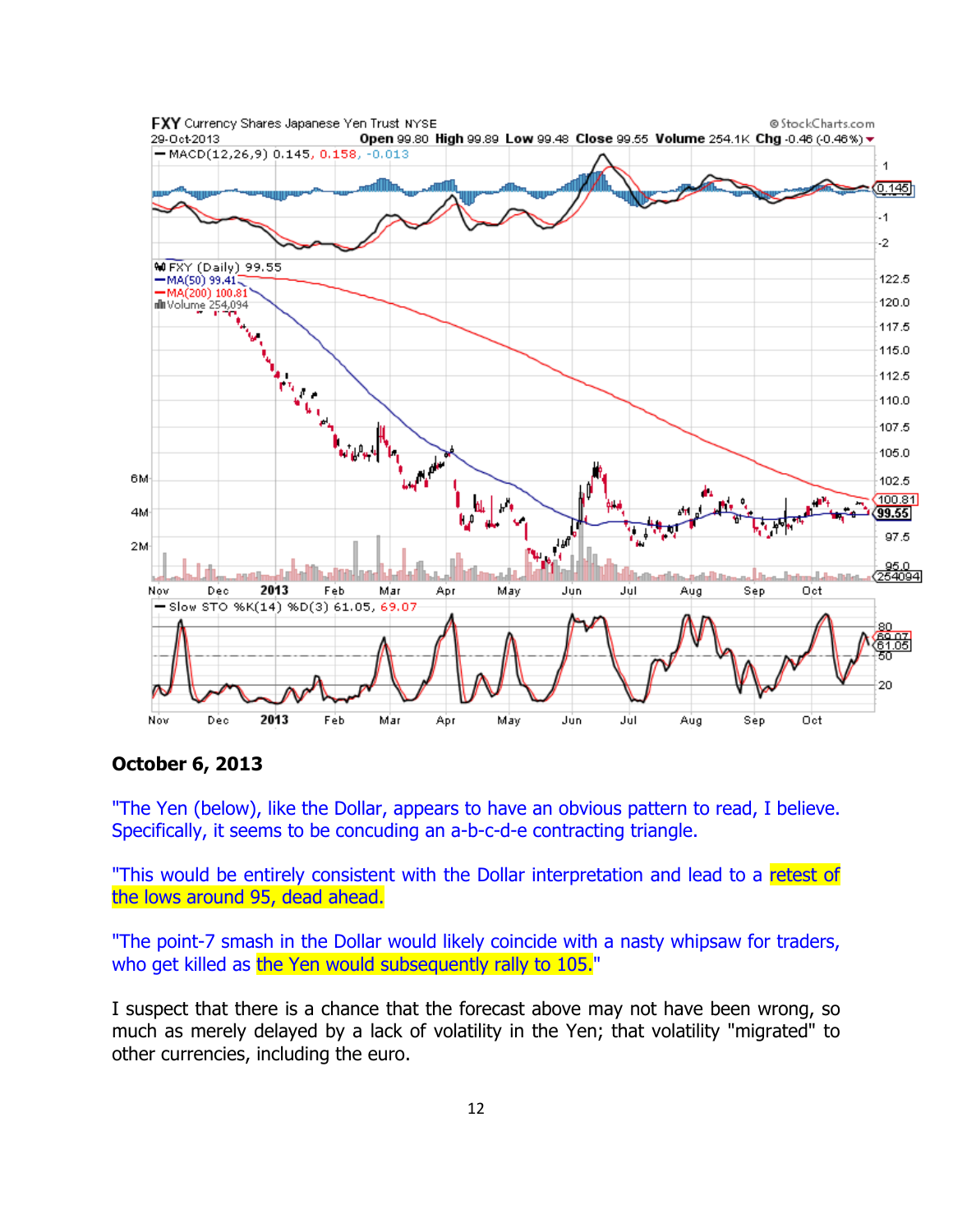**October 6, 2013**

"The Yen (below), like the Dollar, appears to have an obvious pattern to read, I believe. Specifically, it seems to be concuding an a-b-c-d-e contracting triangle.

"This would be entirely consistent with the Dollar interpretation and lead to a retest of the lows around 95, dead ahead.

"The point-7 smash in the Dollar would likely coincide with a nasty whipsaw for traders, who get killed as the Yen would subsequently rally to 105."

I suspect that there is a chance that the forecast above may not have been wrong, so much as merely delayed by a lack of volatility in the Yen; that volatility "migrated" to other currencies, including the euro.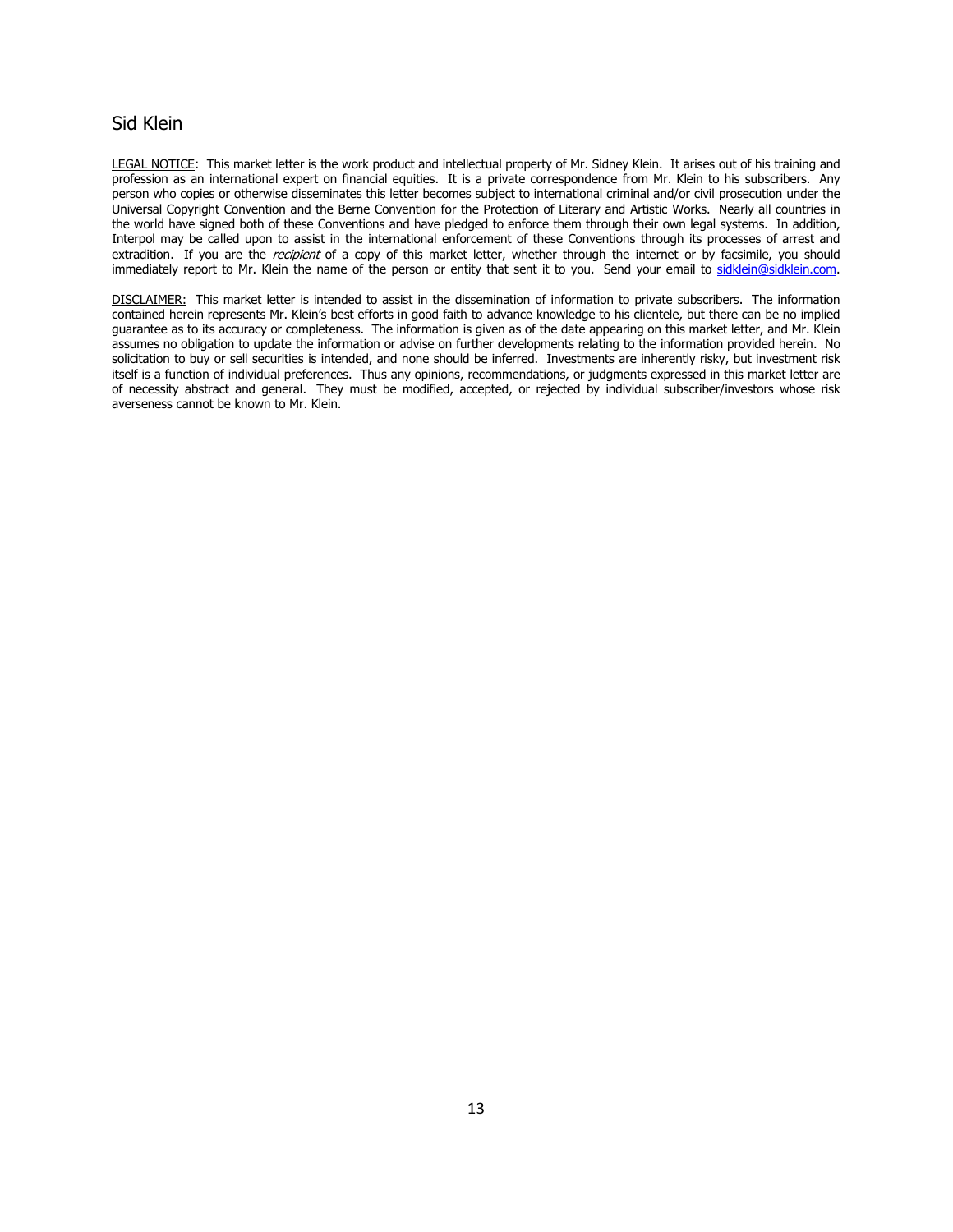## Sid Klein

<u>LEGAL NOTICE</u>: This market letter is the work product and intellectual property of Mr. Sidney Klein. It arises out of his training and profession as an international expert on financial equities. It is a private correspondence from Mr. Klein to his subscribers. Any person who copies or otherwise disseminates this letter becomes subject to international criminal and/or civil prosecution under the Universal Copyright Convention and the Berne Convention for the Protection of Literary and Artistic Works. Nearly all countries in the world have signed both of these Conventions and have pledged to enforce them through their own legal systems. In addition, Interpol may be called upon to assist in the international enforcement of these Conventions through its processes of arrest and extradition. If you are the *recipient* of a copy of this market letter, whether through the internet or by facsimile, you should immediately report to Mr. Klein the name of the person or entity that sent it to you. Send your email to sidklein@sidklein.com.

<u>DISCLAIMER:</u> This market letter is intended to assist in the dissemination of information to private subscribers. The information contained herein represents Mr. Klein's best efforts in good faith to advance knowledge to his clientele, but there can be no implied guarantee as to its accuracy or completeness. The information is given as of the date appearing on this market letter, and Mr. Klein assumes no obligation to update the information or advise on further developments relating to the information provided herein. No solicitation to buy or sell securities is intended, and none should be inferred. Investments are inherently risky, but investment risk itself is a function of individual preferences. Thus any opinions, recommendations, or judgments expressed in this market letter are of necessity abstract and general. They must be modified, accepted, or rejected by individual subscriber/investors whose risk averseness cannot be known to Mr. Klein.